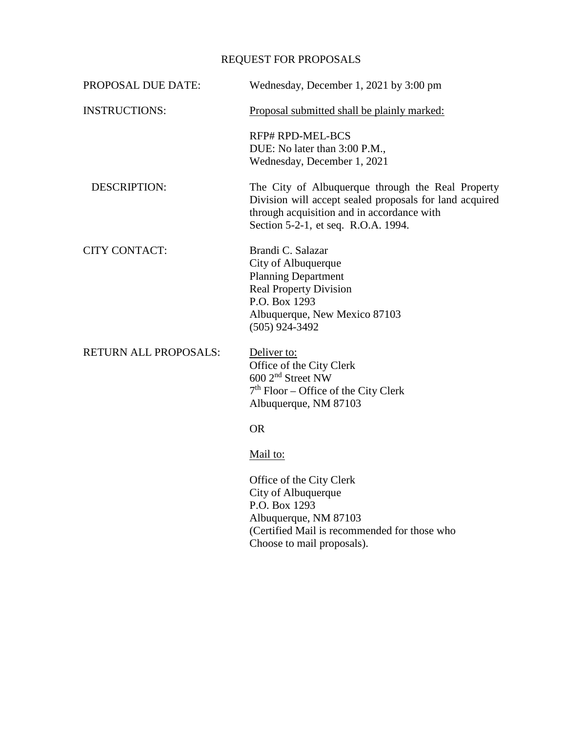# REQUEST FOR PROPOSALS

**PROPOSAL DUE DATE:** Wednesday, December 1, 2021 by 3:00 pm

**INSTRUCTIONS:** Proposal submitted shall be plainly marked:

RFP# RPD-MEL-BCS
DUE: No later than 3:00 P.M.,
Wednesday, December 1, 2021

**DESCRIPTION:** The City of Albuquerque through the Real Property Division will accept sealed proposals for land acquired through acquisition and in accordance with Section 5-2-1, et seq. R.O.A. 1994.

**CITY CONTACT:**

Brandi C. Salazar
City of Albuquerque
Planning Department
Real Property Division
P.O. Box 1293
Albuquerque, New Mexico 87103
(505) 924-3492

**RETURN ALL PROPOSALS:**

Deliver to:
Office of the City Clerk
600 2nd Street NW
7th Floor – Office of the City Clerk
Albuquerque, NM 87103

OR

Mail to:

Office of the City Clerk
City of Albuquerque
P.O. Box 1293
Albuquerque, NM 87103
(Certified Mail is recommended for those who Choose to mail proposals).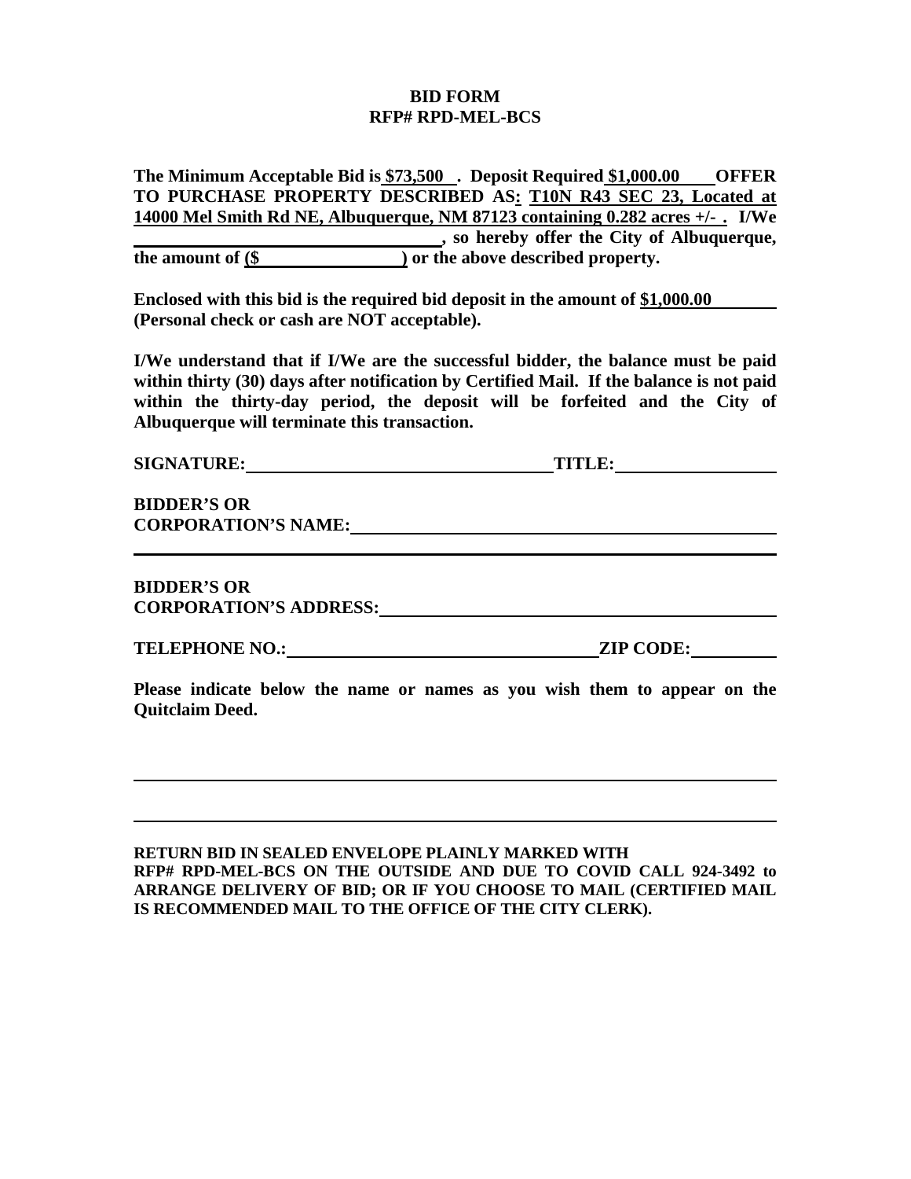**BID FORM**
**RFP# RPD-MEL-BCS**

**The Minimum Acceptable Bid is $73,500 . Deposit Required $1,000.00 OFFER TO PURCHASE PROPERTY DESCRIBED AS: T10N R43 SEC 23, Located at 14000 Mel Smith Rd NE, Albuquerque, NM 87123 containing 0.282 acres +/- . I/We \_\_\_\_\_\_\_\_\_\_\_\_\_\_\_\_\_\_\_\_\_\_\_\_\_\_\_\_\_\_, so hereby offer the City of Albuquerque, the amount of ($\_\_\_\_\_\_\_\_\_\_\_\_\_\_) or the above described property.**

**Enclosed with this bid is the required bid deposit in the amount of $1,000.00 (Personal check or cash are NOT acceptable).**

**I/We understand that if I/We are the successful bidder, the balance must be paid within thirty (30) days after notification by Certified Mail. If the balance is not paid within the thirty-day period, the deposit will be forfeited and the City of Albuquerque will terminate this transaction.**

**SIGNATURE:** \_\_\_\_\_\_\_\_\_\_\_\_\_\_\_\_\_\_\_\_\_\_\_\_\_\_\_\_\_\_ **TITLE:** \_\_\_\_\_\_\_\_\_\_\_\_\_\_\_\_

**BIDDER'S OR CORPORATION'S NAME:** \_\_\_\_\_\_\_\_\_\_\_\_\_\_\_\_\_\_\_\_\_\_\_\_\_\_\_\_\_\_\_\_\_\_\_\_\_\_\_\_

\_\_\_\_\_\_\_\_\_\_\_\_\_\_\_\_\_\_\_\_\_\_\_\_\_\_\_\_\_\_\_\_\_\_\_\_\_\_\_\_\_\_\_\_\_\_\_\_\_\_\_\_\_\_\_\_\_\_\_\_\_\_

**BIDDER'S OR CORPORATION'S ADDRESS:** \_\_\_\_\_\_\_\_\_\_\_\_\_\_\_\_\_\_\_\_\_\_\_\_\_\_\_\_\_\_\_\_\_\_\_\_\_\_

**TELEPHONE NO.:** \_\_\_\_\_\_\_\_\_\_\_\_\_\_\_\_\_\_\_\_\_\_\_\_\_\_\_\_\_\_ **ZIP CODE:** \_\_\_\_\_\_\_\_\_

**Please indicate below the name or names as you wish them to appear on the Quitclaim Deed.**

\_\_\_\_\_\_\_\_\_\_\_\_\_\_\_\_\_\_\_\_\_\_\_\_\_\_\_\_\_\_\_\_\_\_\_\_\_\_\_\_\_\_\_\_\_\_\_\_\_\_\_\_\_\_\_\_\_\_\_\_\_\_

\_\_\_\_\_\_\_\_\_\_\_\_\_\_\_\_\_\_\_\_\_\_\_\_\_\_\_\_\_\_\_\_\_\_\_\_\_\_\_\_\_\_\_\_\_\_\_\_\_\_\_\_\_\_\_\_\_\_\_\_\_\_

**RETURN BID IN SEALED ENVELOPE PLAINLY MARKED WITH RFP# RPD-MEL-BCS ON THE OUTSIDE AND DUE TO COVID CALL 924-3492 to ARRANGE DELIVERY OF BID; OR IF YOU CHOOSE TO MAIL (CERTIFIED MAIL IS RECOMMENDED MAIL TO THE OFFICE OF THE CITY CLERK).**